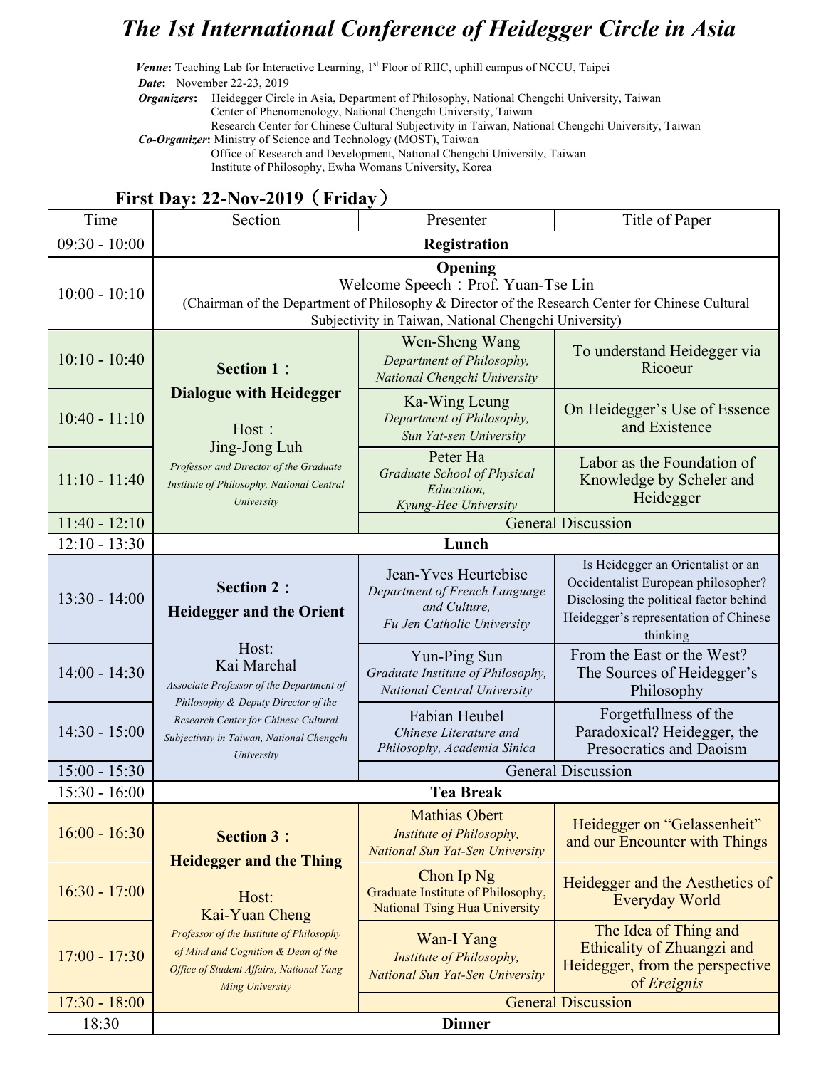# *The 1st International Conference of Heidegger Circle in Asia*

***Venue***: Teaching Lab for Interactive Learning, 1st Floor of RIIC, uphill campus of NCCU, Taipei

***Date***: November 22-23, 2019

***Organizers***: Heidegger Circle in Asia, Department of Philosophy, National Chengchi University, Taiwan
Center of Phenomenology, National Chengchi University, Taiwan
Research Center for Chinese Cultural Subjectivity in Taiwan, National Chengchi University, Taiwan

***Co-Organizer***: Ministry of Science and Technology (MOST), Taiwan
Office of Research and Development, National Chengchi University, Taiwan
Institute of Philosophy, Ewha Womans University, Korea

## First Day: 22-Nov-2019（Friday）

| Time | Section | Presenter | Title of Paper |
|---|---|---|---|
| 09:30 - 10:00 | **Registration** | | |
| 10:00 - 10:10 | **Opening** Welcome Speech：Prof. Yuan-Tse Lin (Chairman of the Department of Philosophy & Director of the Research Center for Chinese Cultural Subjectivity in Taiwan, National Chengchi University) | | |
| 10:10 - 10:40 | **Section 1：Dialogue with Heidegger** Host：Jing-Jong Luh *Professor and Director of the Graduate Institute of Philosophy, National Central University* | Wen-Sheng Wang *Department of Philosophy, National Chengchi University* | To understand Heidegger via Ricoeur |
| 10:40 - 11:10 | | Ka-Wing Leung *Department of Philosophy, Sun Yat-sen University* | On Heidegger's Use of Essence and Existence |
| 11:10 - 11:40 | | Peter Ha *Graduate School of Physical Education, Kyung-Hee University* | Labor as the Foundation of Knowledge by Scheler and Heidegger |
| 11:40 - 12:10 | | General Discussion | |
| 12:10 - 13:30 | **Lunch** | | |
| 13:30 - 14:00 | **Section 2：Heidegger and the Orient** Host: Kai Marchal *Associate Professor of the Department of Philosophy & Deputy Director of the Research Center for Chinese Cultural Subjectivity in Taiwan, National Chengchi University* | Jean-Yves Heurtebise *Department of French Language and Culture, Fu Jen Catholic University* | Is Heidegger an Orientalist or an Occidentalist European philosopher? Disclosing the political factor behind Heidegger's representation of Chinese thinking |
| 14:00 - 14:30 | | Yun-Ping Sun *Graduate Institute of Philosophy, National Central University* | From the East or the West?—The Sources of Heidegger's Philosophy |
| 14:30 - 15:00 | | Fabian Heubel *Chinese Literature and Philosophy, Academia Sinica* | Forgetfullness of the Paradoxical? Heidegger, the Presocratics and Daoism |
| 15:00 - 15:30 | | General Discussion | |
| 15:30 - 16:00 | **Tea Break** | | |
| 16:00 - 16:30 | **Section 3：Heidegger and the Thing** Host: Kai-Yuan Cheng *Professor of the Institute of Philosophy of Mind and Cognition & Dean of the Office of Student Affairs, National Yang Ming University* | Mathias Obert *Institute of Philosophy, National Sun Yat-Sen University* | Heidegger on "Gelassenheit" and our Encounter with Things |
| 16:30 - 17:00 | | Chon Ip Ng Graduate Institute of Philosophy, National Tsing Hua University | Heidegger and the Aesthetics of Everyday World |
| 17:00 - 17:30 | | Wan-I Yang *Institute of Philosophy, National Sun Yat-Sen University* | The Idea of Thing and Ethicality of Zhuangzi and Heidegger, from the perspective of *Ereignis* |
| 17:30 - 18:00 | | General Discussion | |
| 18:30 | **Dinner** | | |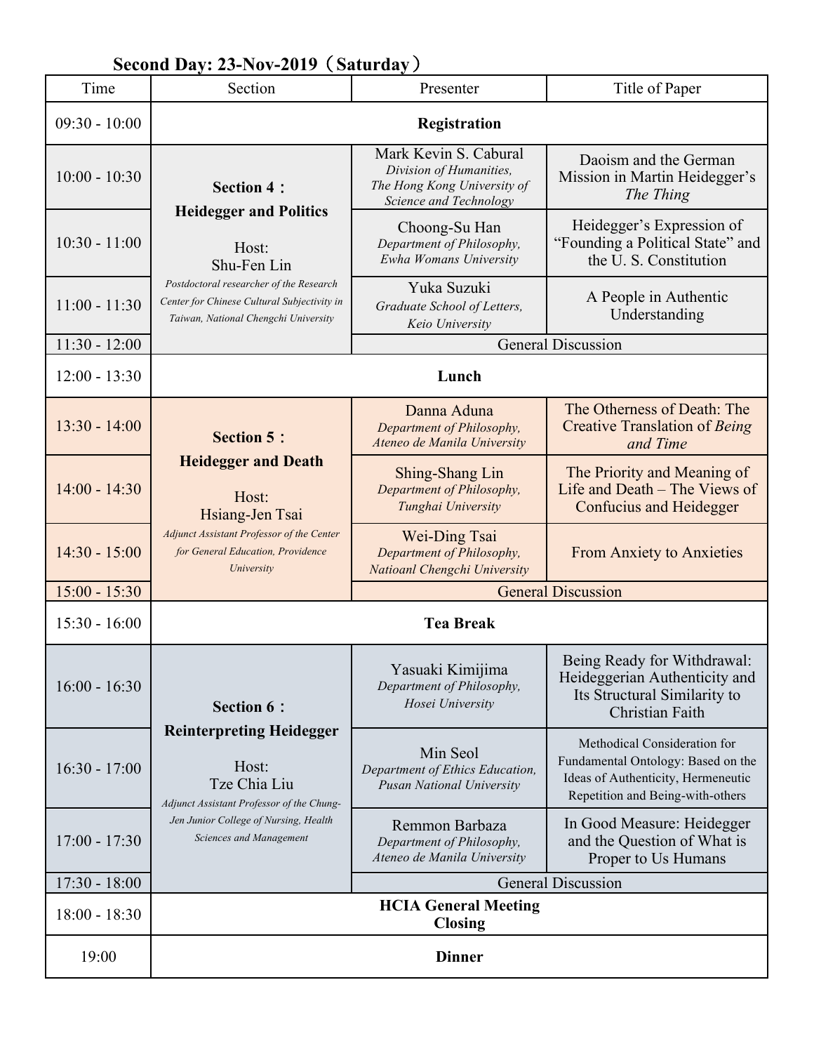## Second Day: 23-Nov-2019（Saturday）

| Time | Section | Presenter | Title of Paper |
|---|---|---|---|
| 09:30 - 10:00 | **Registration** | | |
| 10:00 - 10:30 | **Section 4：Heidegger and Politics**<br>Host:<br>Shu-Fen Lin<br>*Postdoctoral researcher of the Research Center for Chinese Cultural Subjectivity in Taiwan, National Chengchi University* | Mark Kevin S. Cabural<br>*Division of Humanities, The Hong Kong University of Science and Technology* | Daoism and the German Mission in Martin Heidegger's *The Thing* |
| 10:30 - 11:00 | | Choong-Su Han<br>*Department of Philosophy, Ewha Womans University* | Heidegger's Expression of "Founding a Political State" and the U. S. Constitution |
| 11:00 - 11:30 | | Yuka Suzuki<br>*Graduate School of Letters, Keio University* | A People in Authentic Understanding |
| 11:30 - 12:00 | | General Discussion | |
| 12:00 - 13:30 | **Lunch** | | |
| 13:30 - 14:00 | **Section 5：Heidegger and Death**<br>Host:<br>Hsiang-Jen Tsai<br>*Adjunct Assistant Professor of the Center for General Education, Providence University* | Danna Aduna<br>*Department of Philosophy, Ateneo de Manila University* | The Otherness of Death: The Creative Translation of *Being and Time* |
| 14:00 - 14:30 | | Shing-Shang Lin<br>*Department of Philosophy, Tunghai University* | The Priority and Meaning of Life and Death – The Views of Confucius and Heidegger |
| 14:30 - 15:00 | | Wei-Ding Tsai<br>*Department of Philosophy, Natioanl Chengchi University* | From Anxiety to Anxieties |
| 15:00 - 15:30 | | General Discussion | |
| 15:30 - 16:00 | **Tea Break** | | |
| 16:00 - 16:30 | **Section 6：Reinterpreting Heidegger**<br>Host:<br>Tze Chia Liu<br>*Adjunct Assistant Professor of the Chung-Jen Junior College of Nursing, Health Sciences and Management* | Yasuaki Kimijima<br>*Department of Philosophy, Hosei University* | Being Ready for Withdrawal: Heideggerian Authenticity and Its Structural Similarity to Christian Faith |
| 16:30 - 17:00 | | Min Seol<br>*Department of Ethics Education, Pusan National University* | Methodical Consideration for Fundamental Ontology: Based on the Ideas of Authenticity, Hermeneutic Repetition and Being-with-others |
| 17:00 - 17:30 | | Remmon Barbaza<br>*Department of Philosophy, Ateneo de Manila University* | In Good Measure: Heidegger and the Question of What is Proper to Us Humans |
| 17:30 - 18:00 | | General Discussion | |
| 18:00 - 18:30 | **HCIA General Meeting**<br>**Closing** | | |
| 19:00 | **Dinner** | | |